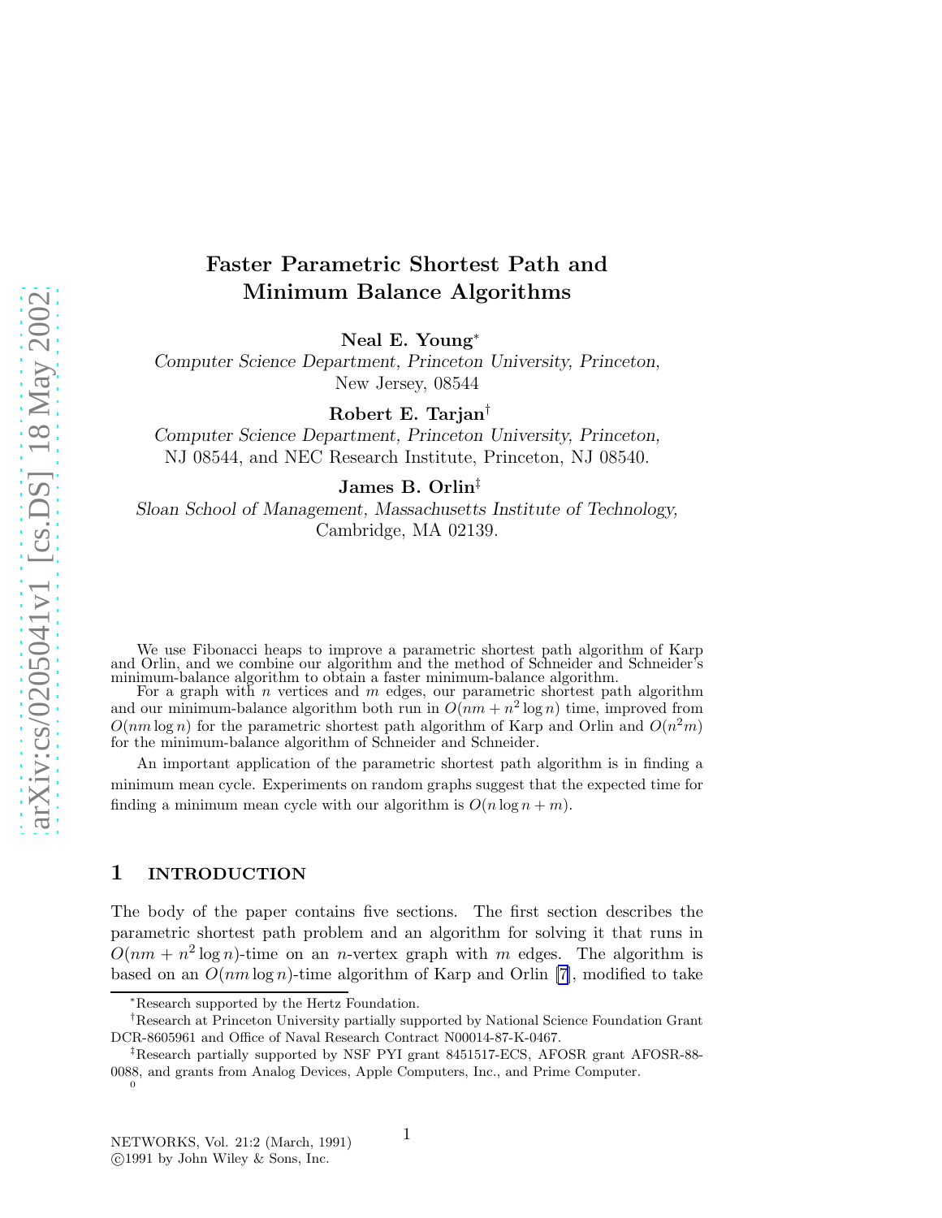# Faster Parametric Shortest Path and Minimum Balance Algorithms

**Neal E. Young***
*Computer Science Department, Princeton University, Princeton,* New Jersey, 08544

**Robert E. Tarjan**†
*Computer Science Department, Princeton University, Princeton,* NJ 08544, and NEC Research Institute, Princeton, NJ 08540.

**James B. Orlin**‡
*Sloan School of Management, Massachusetts Institute of Technology,* Cambridge, MA 02139.

We use Fibonacci heaps to improve a parametric shortest path algorithm of Karp and Orlin, and we combine our algorithm and the method of Schneider and Schneider's minimum-balance algorithm to obtain a faster minimum-balance algorithm.

For a graph with $n$ vertices and $m$ edges, our parametric shortest path algorithm and our minimum-balance algorithm both run in $O(nm + n^2 \log n)$ time, improved from $O(nm \log n)$ for the parametric shortest path algorithm of Karp and Orlin and $O(n^2 m)$ for the minimum-balance algorithm of Schneider and Schneider.

An important application of the parametric shortest path algorithm is in finding a minimum mean cycle. Experiments on random graphs suggest that the expected time for finding a minimum mean cycle with our algorithm is $O(n \log n + m)$.

## 1 INTRODUCTION

The body of the paper contains five sections. The first section describes the parametric shortest path problem and an algorithm for solving it that runs in $O(nm + n^2 \log n)$-time on an $n$-vertex graph with $m$ edges. The algorithm is based on an $O(nm \log n)$-time algorithm of Karp and Orlin [7], modified to take

*Research supported by the Hertz Foundation.

†Research at Princeton University partially supported by National Science Foundation Grant DCR-8605961 and Office of Naval Research Contract N00014-87-K-0467.

‡Research partially supported by NSF PYI grant 8451517-ECS, AFOSR grant AFOSR-88-0088, and grants from Analog Devices, Apple Computers, Inc., and Prime Computer.

NETWORKS, Vol. 21:2 (March, 1991)
©1991 by John Wiley & Sons, Inc.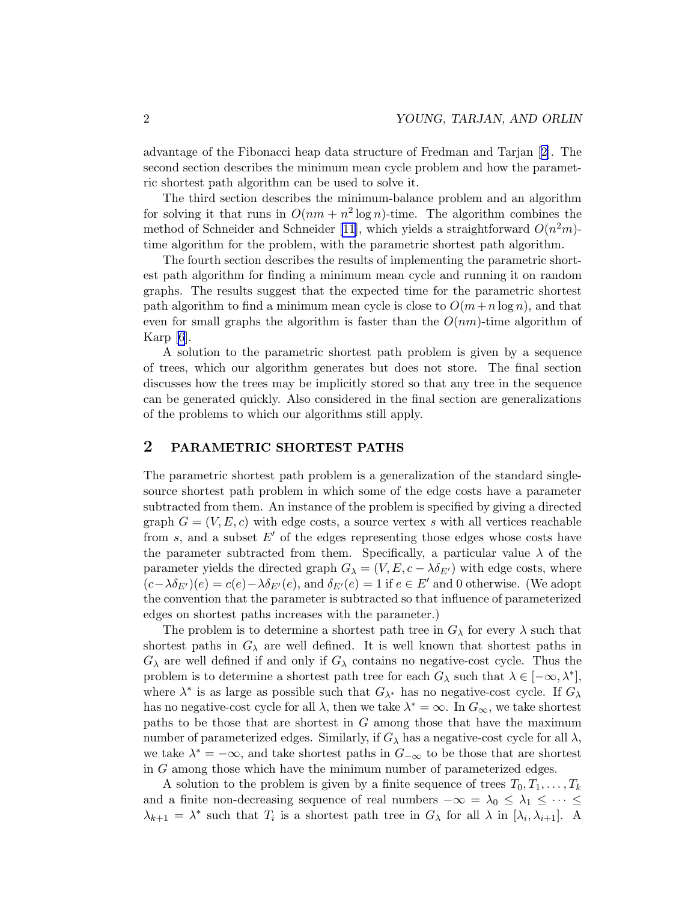advantage of the Fibonacci heap data structure of Fredman and Tarjan [2]. The second section describes the minimum mean cycle problem and how the parametric shortest path algorithm can be used to solve it.

The third section describes the minimum-balance problem and an algorithm for solving it that runs in $O(nm + n^2 \log n)$-time. The algorithm combines the method of Schneider and Schneider [11], which yields a straightforward $O(n^2 m)$-time algorithm for the problem, with the parametric shortest path algorithm.

The fourth section describes the results of implementing the parametric shortest path algorithm for finding a minimum mean cycle and running it on random graphs. The results suggest that the expected time for the parametric shortest path algorithm to find a minimum mean cycle is close to $O(m + n \log n)$, and that even for small graphs the algorithm is faster than the $O(nm)$-time algorithm of Karp [6].

A solution to the parametric shortest path problem is given by a sequence of trees, which our algorithm generates but does not store. The final section discusses how the trees may be implicitly stored so that any tree in the sequence can be generated quickly. Also considered in the final section are generalizations of the problems to which our algorithms still apply.

## 2 PARAMETRIC SHORTEST PATHS

The parametric shortest path problem is a generalization of the standard single-source shortest path problem in which some of the edge costs have a parameter subtracted from them. An instance of the problem is specified by giving a directed graph $G = (V, E, c)$ with edge costs, a source vertex $s$ with all vertices reachable from $s$, and a subset $E'$ of the edges representing those edges whose costs have the parameter subtracted from them. Specifically, a particular value $\lambda$ of the parameter yields the directed graph $G_\lambda = (V, E, c - \lambda\delta_{E'})$ with edge costs, where $(c - \lambda\delta_{E'})(e) = c(e) - \lambda\delta_{E'}(e)$, and $\delta_{E'}(e) = 1$ if $e \in E'$ and 0 otherwise. (We adopt the convention that the parameter is subtracted so that influence of parameterized edges on shortest paths increases with the parameter.)

The problem is to determine a shortest path tree in $G_\lambda$ for every $\lambda$ such that shortest paths in $G_\lambda$ are well defined. It is well known that shortest paths in $G_\lambda$ are well defined if and only if $G_\lambda$ contains no negative-cost cycle. Thus the problem is to determine a shortest path tree for each $G_\lambda$ such that $\lambda \in [-\infty, \lambda^*]$, where $\lambda^*$ is as large as possible such that $G_{\lambda^*}$ has no negative-cost cycle. If $G_\lambda$ has no negative-cost cycle for all $\lambda$, then we take $\lambda^* = \infty$. In $G_\infty$, we take shortest paths to be those that are shortest in $G$ among those that have the maximum number of parameterized edges. Similarly, if $G_\lambda$ has a negative-cost cycle for all $\lambda$, we take $\lambda^* = -\infty$, and take shortest paths in $G_{-\infty}$ to be those that are shortest in $G$ among those which have the minimum number of parameterized edges.

A solution to the problem is given by a finite sequence of trees $T_0, T_1, \ldots, T_k$ and a finite non-decreasing sequence of real numbers $-\infty = \lambda_0 \leq \lambda_1 \leq \cdots \leq \lambda_{k+1} = \lambda^*$ such that $T_i$ is a shortest path tree in $G_\lambda$ for all $\lambda$ in $[\lambda_i, \lambda_{i+1}]$. A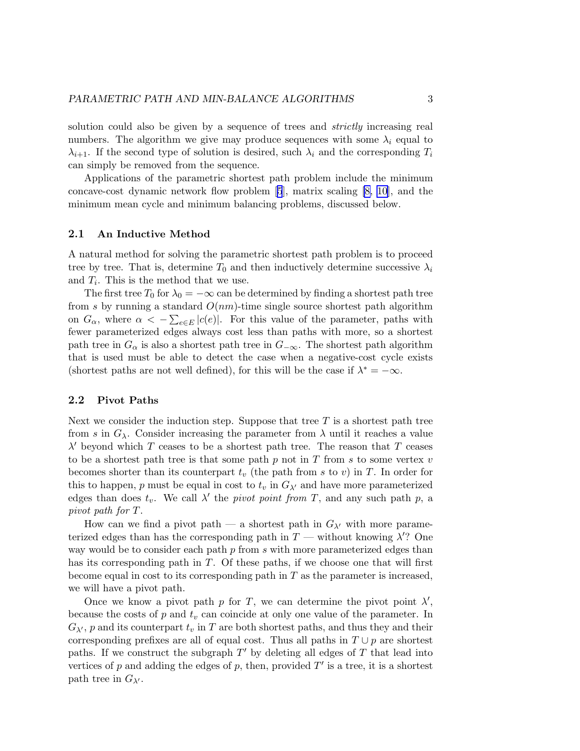solution could also be given by a sequence of trees and *strictly* increasing real numbers. The algorithm we give may produce sequences with some $\lambda_i$ equal to $\lambda_{i+1}$. If the second type of solution is desired, such $\lambda_i$ and the corresponding $T_i$ can simply be removed from the sequence.

Applications of the parametric shortest path problem include the minimum concave-cost dynamic network flow problem [5], matrix scaling [8, 10], and the minimum mean cycle and minimum balancing problems, discussed below.

## 2.1 An Inductive Method

A natural method for solving the parametric shortest path problem is to proceed tree by tree. That is, determine $T_0$ and then inductively determine successive $\lambda_i$ and $T_i$. This is the method that we use.

The first tree $T_0$ for $\lambda_0 = -\infty$ can be determined by finding a shortest path tree from $s$ by running a standard $O(nm)$-time single source shortest path algorithm on $G_\alpha$, where $\alpha < -\sum_{e \in E} |c(e)|$. For this value of the parameter, paths with fewer parameterized edges always cost less than paths with more, so a shortest path tree in $G_\alpha$ is also a shortest path tree in $G_{-\infty}$. The shortest path algorithm that is used must be able to detect the case when a negative-cost cycle exists (shortest paths are not well defined), for this will be the case if $\lambda^* = -\infty$.

## 2.2 Pivot Paths

Next we consider the induction step. Suppose that tree $T$ is a shortest path tree from $s$ in $G_\lambda$. Consider increasing the parameter from $\lambda$ until it reaches a value $\lambda'$ beyond which $T$ ceases to be a shortest path tree. The reason that $T$ ceases to be a shortest path tree is that some path $p$ not in $T$ from $s$ to some vertex $v$ becomes shorter than its counterpart $t_v$ (the path from $s$ to $v$) in $T$. In order for this to happen, $p$ must be equal in cost to $t_v$ in $G_{\lambda'}$ and have more parameterized edges than does $t_v$. We call $\lambda'$ the *pivot point from* $T$, and any such path $p$, a *pivot path for* $T$.

How can we find a pivot path — a shortest path in $G_{\lambda'}$ with more parameterized edges than has the corresponding path in $T$ — without knowing $\lambda'$? One way would be to consider each path $p$ from $s$ with more parameterized edges than has its corresponding path in $T$. Of these paths, if we choose one that will first become equal in cost to its corresponding path in $T$ as the parameter is increased, we will have a pivot path.

Once we know a pivot path $p$ for $T$, we can determine the pivot point $\lambda'$, because the costs of $p$ and $t_v$ can coincide at only one value of the parameter. In $G_{\lambda'}$, $p$ and its counterpart $t_v$ in $T$ are both shortest paths, and thus they and their corresponding prefixes are all of equal cost. Thus all paths in $T \cup p$ are shortest paths. If we construct the subgraph $T'$ by deleting all edges of $T$ that lead into vertices of $p$ and adding the edges of $p$, then, provided $T'$ is a tree, it is a shortest path tree in $G_{\lambda'}$.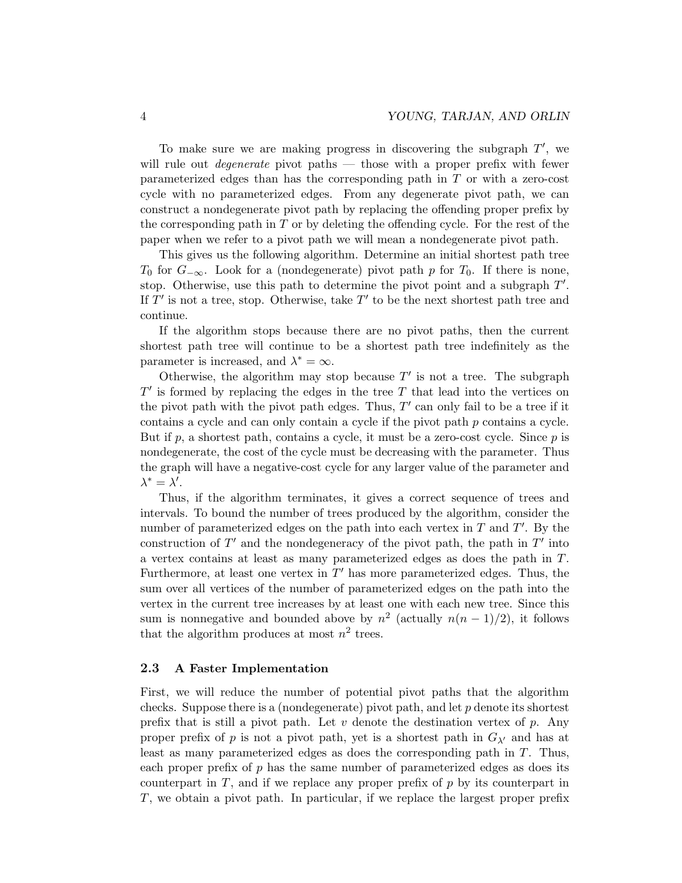To make sure we are making progress in discovering the subgraph $T'$, we will rule out *degenerate* pivot paths — those with a proper prefix with fewer parameterized edges than has the corresponding path in $T$ or with a zero-cost cycle with no parameterized edges. From any degenerate pivot path, we can construct a nondegenerate pivot path by replacing the offending proper prefix by the corresponding path in $T$ or by deleting the offending cycle. For the rest of the paper when we refer to a pivot path we will mean a nondegenerate pivot path.

This gives us the following algorithm. Determine an initial shortest path tree $T_0$ for $G_{-\infty}$. Look for a (nondegenerate) pivot path $p$ for $T_0$. If there is none, stop. Otherwise, use this path to determine the pivot point and a subgraph $T'$. If $T'$ is not a tree, stop. Otherwise, take $T'$ to be the next shortest path tree and continue.

If the algorithm stops because there are no pivot paths, then the current shortest path tree will continue to be a shortest path tree indefinitely as the parameter is increased, and $\lambda^* = \infty$.

Otherwise, the algorithm may stop because $T'$ is not a tree. The subgraph $T'$ is formed by replacing the edges in the tree $T$ that lead into the vertices on the pivot path with the pivot path edges. Thus, $T'$ can only fail to be a tree if it contains a cycle and can only contain a cycle if the pivot path $p$ contains a cycle. But if $p$, a shortest path, contains a cycle, it must be a zero-cost cycle. Since $p$ is nondegenerate, the cost of the cycle must be decreasing with the parameter. Thus the graph will have a negative-cost cycle for any larger value of the parameter and $\lambda^* = \lambda'$.

Thus, if the algorithm terminates, it gives a correct sequence of trees and intervals. To bound the number of trees produced by the algorithm, consider the number of parameterized edges on the path into each vertex in $T$ and $T'$. By the construction of $T'$ and the nondegeneracy of the pivot path, the path in $T'$ into a vertex contains at least as many parameterized edges as does the path in $T$. Furthermore, at least one vertex in $T'$ has more parameterized edges. Thus, the sum over all vertices of the number of parameterized edges on the path into the vertex in the current tree increases by at least one with each new tree. Since this sum is nonnegative and bounded above by $n^2$ (actually $n(n-1)/2$), it follows that the algorithm produces at most $n^2$ trees.

### 2.3 A Faster Implementation

First, we will reduce the number of potential pivot paths that the algorithm checks. Suppose there is a (nondegenerate) pivot path, and let $p$ denote its shortest prefix that is still a pivot path. Let $v$ denote the destination vertex of $p$. Any proper prefix of $p$ is not a pivot path, yet is a shortest path in $G_{\lambda'}$ and has at least as many parameterized edges as does the corresponding path in $T$. Thus, each proper prefix of $p$ has the same number of parameterized edges as does its counterpart in $T$, and if we replace any proper prefix of $p$ by its counterpart in $T$, we obtain a pivot path. In particular, if we replace the largest proper prefix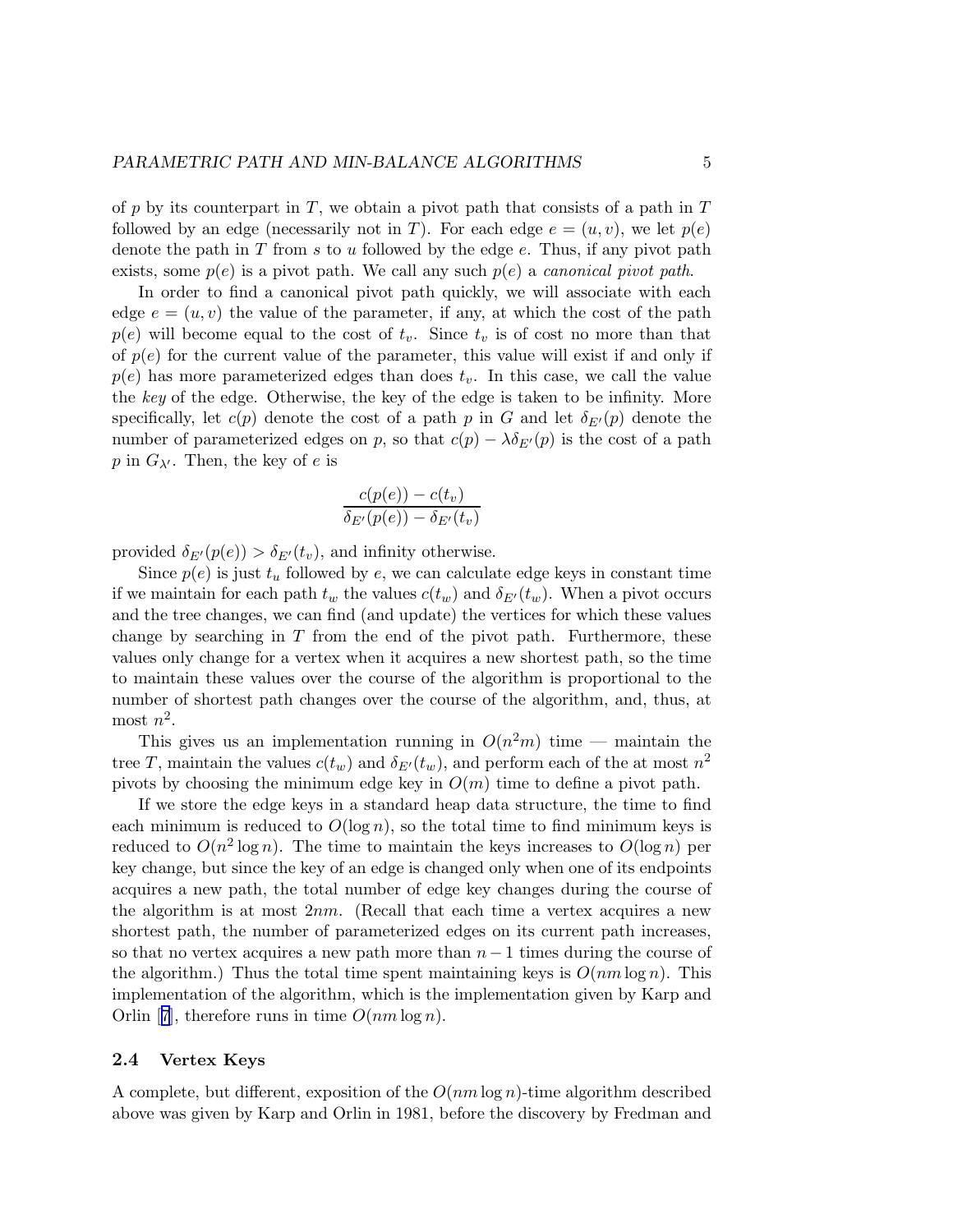of $p$ by its counterpart in $T$, we obtain a pivot path that consists of a path in $T$ followed by an edge (necessarily not in $T$). For each edge $e = (u, v)$, we let $p(e)$ denote the path in $T$ from $s$ to $u$ followed by the edge $e$. Thus, if any pivot path exists, some $p(e)$ is a pivot path. We call any such $p(e)$ a *canonical pivot path*.

In order to find a canonical pivot path quickly, we will associate with each edge $e = (u, v)$ the value of the parameter, if any, at which the cost of the path $p(e)$ will become equal to the cost of $t_v$. Since $t_v$ is of cost no more than that of $p(e)$ for the current value of the parameter, this value will exist if and only if $p(e)$ has more parameterized edges than does $t_v$. In this case, we call the value the *key* of the edge. Otherwise, the key of the edge is taken to be infinity. More specifically, let $c(p)$ denote the cost of a path $p$ in $G$ and let $\delta_{E'}(p)$ denote the number of parameterized edges on $p$, so that $c(p) - \lambda\delta_{E'}(p)$ is the cost of a path $p$ in $G_{\lambda'}$. Then, the key of $e$ is

$$\frac{c(p(e)) - c(t_v)}{\delta_{E'}(p(e)) - \delta_{E'}(t_v)}$$

provided $\delta_{E'}(p(e)) > \delta_{E'}(t_v)$, and infinity otherwise.

Since $p(e)$ is just $t_u$ followed by $e$, we can calculate edge keys in constant time if we maintain for each path $t_w$ the values $c(t_w)$ and $\delta_{E'}(t_w)$. When a pivot occurs and the tree changes, we can find (and update) the vertices for which these values change by searching in $T$ from the end of the pivot path. Furthermore, these values only change for a vertex when it acquires a new shortest path, so the time to maintain these values over the course of the algorithm is proportional to the number of shortest path changes over the course of the algorithm, and, thus, at most $n^2$.

This gives us an implementation running in $O(n^2 m)$ time — maintain the tree $T$, maintain the values $c(t_w)$ and $\delta_{E'}(t_w)$, and perform each of the at most $n^2$ pivots by choosing the minimum edge key in $O(m)$ time to define a pivot path.

If we store the edge keys in a standard heap data structure, the time to find each minimum is reduced to $O(\log n)$, so the total time to find minimum keys is reduced to $O(n^2 \log n)$. The time to maintain the keys increases to $O(\log n)$ per key change, but since the key of an edge is changed only when one of its endpoints acquires a new path, the total number of edge key changes during the course of the algorithm is at most $2nm$. (Recall that each time a vertex acquires a new shortest path, the number of parameterized edges on its current path increases, so that no vertex acquires a new path more than $n-1$ times during the course of the algorithm.) Thus the total time spent maintaining keys is $O(nm \log n)$. This implementation of the algorithm, which is the implementation given by Karp and Orlin [7], therefore runs in time $O(nm \log n)$.

### 2.4 Vertex Keys

A complete, but different, exposition of the $O(nm \log n)$-time algorithm described above was given by Karp and Orlin in 1981, before the discovery by Fredman and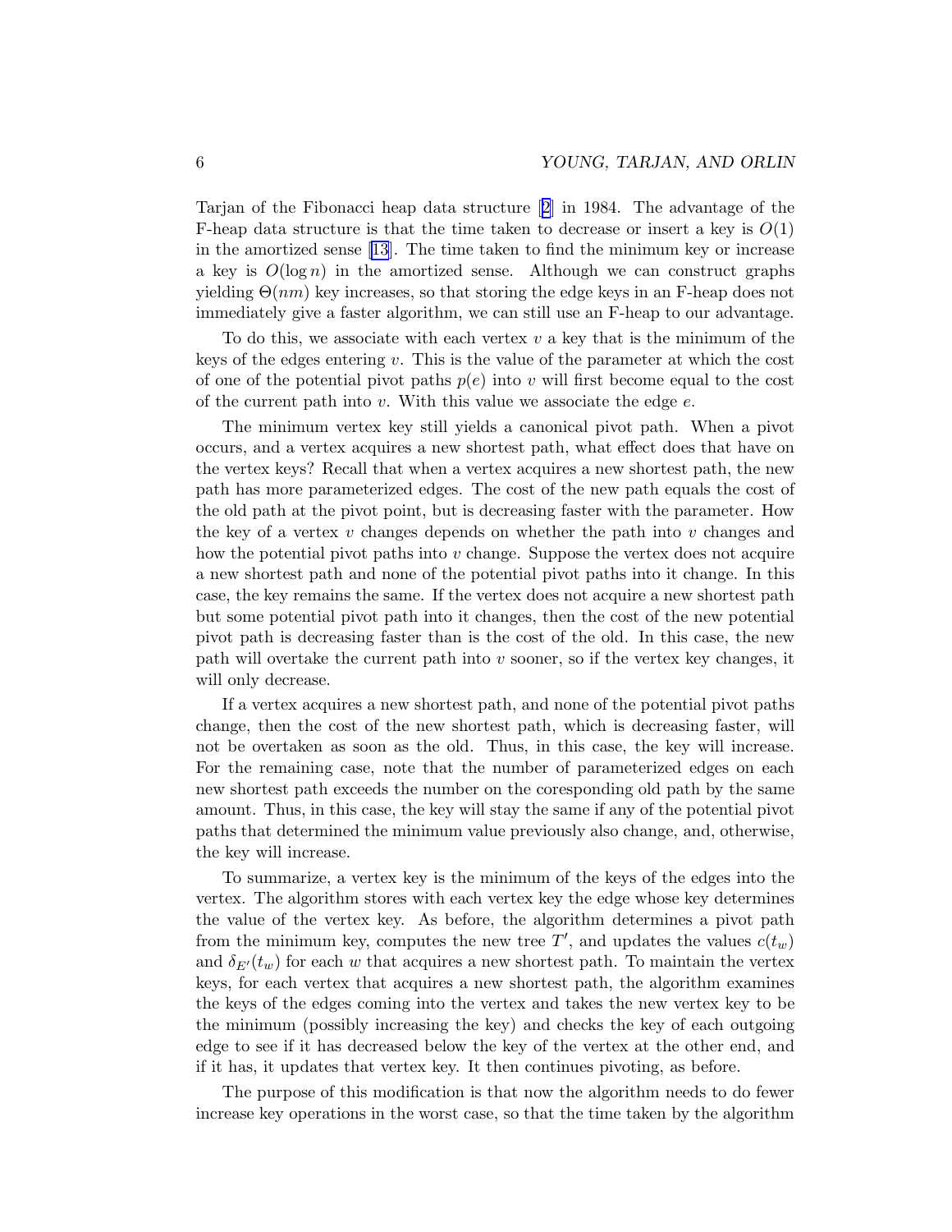Tarjan of the Fibonacci heap data structure [2] in 1984. The advantage of the F-heap data structure is that the time taken to decrease or insert a key is $O(1)$ in the amortized sense [13]. The time taken to find the minimum key or increase a key is $O(\log n)$ in the amortized sense. Although we can construct graphs yielding $\Theta(nm)$ key increases, so that storing the edge keys in an F-heap does not immediately give a faster algorithm, we can still use an F-heap to our advantage.

To do this, we associate with each vertex $v$ a key that is the minimum of the keys of the edges entering $v$. This is the value of the parameter at which the cost of one of the potential pivot paths $p(e)$ into $v$ will first become equal to the cost of the current path into $v$. With this value we associate the edge $e$.

The minimum vertex key still yields a canonical pivot path. When a pivot occurs, and a vertex acquires a new shortest path, what effect does that have on the vertex keys? Recall that when a vertex acquires a new shortest path, the new path has more parameterized edges. The cost of the new path equals the cost of the old path at the pivot point, but is decreasing faster with the parameter. How the key of a vertex $v$ changes depends on whether the path into $v$ changes and how the potential pivot paths into $v$ change. Suppose the vertex does not acquire a new shortest path and none of the potential pivot paths into it change. In this case, the key remains the same. If the vertex does not acquire a new shortest path but some potential pivot path into it changes, then the cost of the new potential pivot path is decreasing faster than is the cost of the old. In this case, the new path will overtake the current path into $v$ sooner, so if the vertex key changes, it will only decrease.

If a vertex acquires a new shortest path, and none of the potential pivot paths change, then the cost of the new shortest path, which is decreasing faster, will not be overtaken as soon as the old. Thus, in this case, the key will increase. For the remaining case, note that the number of parameterized edges on each new shortest path exceeds the number on the coresponding old path by the same amount. Thus, in this case, the key will stay the same if any of the potential pivot paths that determined the minimum value previously also change, and, otherwise, the key will increase.

To summarize, a vertex key is the minimum of the keys of the edges into the vertex. The algorithm stores with each vertex key the edge whose key determines the value of the vertex key. As before, the algorithm determines a pivot path from the minimum key, computes the new tree $T'$, and updates the values $c(t_w)$ and $\delta_{E'}(t_w)$ for each $w$ that acquires a new shortest path. To maintain the vertex keys, for each vertex that acquires a new shortest path, the algorithm examines the keys of the edges coming into the vertex and takes the new vertex key to be the minimum (possibly increasing the key) and checks the key of each outgoing edge to see if it has decreased below the key of the vertex at the other end, and if it has, it updates that vertex key. It then continues pivoting, as before.

The purpose of this modification is that now the algorithm needs to do fewer increase key operations in the worst case, so that the time taken by the algorithm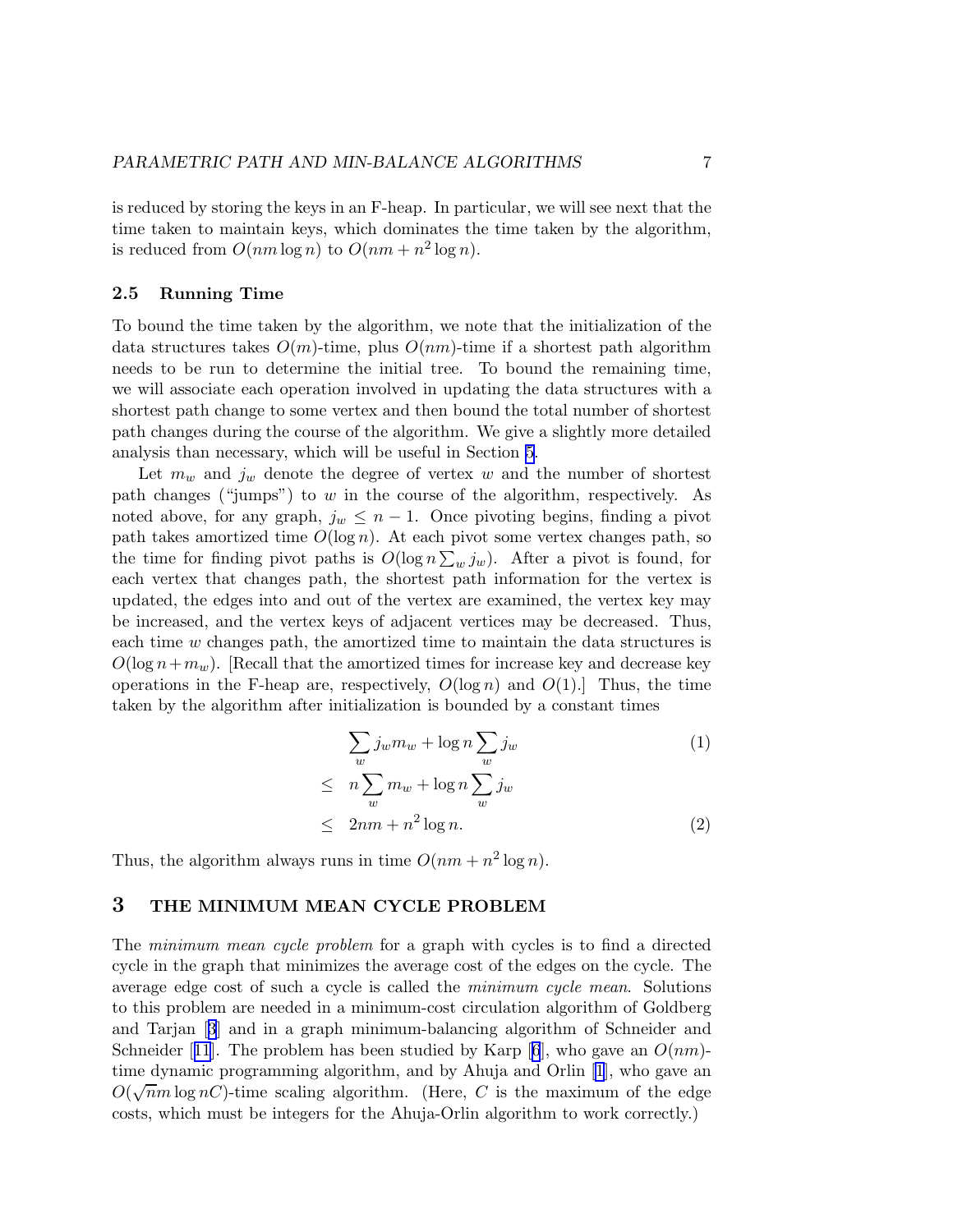is reduced by storing the keys in an F-heap. In particular, we will see next that the time taken to maintain keys, which dominates the time taken by the algorithm, is reduced from $O(nm \log n)$ to $O(nm + n^2 \log n)$.

### 2.5 Running Time

To bound the time taken by the algorithm, we note that the initialization of the data structures takes $O(m)$-time, plus $O(nm)$-time if a shortest path algorithm needs to be run to determine the initial tree. To bound the remaining time, we will associate each operation involved in updating the data structures with a shortest path change to some vertex and then bound the total number of shortest path changes during the course of the algorithm. We give a slightly more detailed analysis than necessary, which will be useful in Section 5.

Let $m_w$ and $j_w$ denote the degree of vertex $w$ and the number of shortest path changes ("jumps") to $w$ in the course of the algorithm, respectively. As noted above, for any graph, $j_w \leq n-1$. Once pivoting begins, finding a pivot path takes amortized time $O(\log n)$. At each pivot some vertex changes path, so the time for finding pivot paths is $O(\log n \sum_w j_w)$. After a pivot is found, for each vertex that changes path, the shortest path information for the vertex is updated, the edges into and out of the vertex are examined, the vertex key may be increased, and the vertex keys of adjacent vertices may be decreased. Thus, each time $w$ changes path, the amortized time to maintain the data structures is $O(\log n + m_w)$. [Recall that the amortized times for increase key and decrease key operations in the F-heap are, respectively, $O(\log n)$ and $O(1)$.] Thus, the time taken by the algorithm after initialization is bounded by a constant times

$$
\begin{aligned}
& \sum_w j_w m_w + \log n \sum_w j_w & (1)\\
\leq \quad & n \sum_w m_w + \log n \sum_w j_w & \\
\leq \quad & 2nm + n^2 \log n. & (2)
\end{aligned}
$$

Thus, the algorithm always runs in time $O(nm + n^2 \log n)$.

## 3 THE MINIMUM MEAN CYCLE PROBLEM

The *minimum mean cycle problem* for a graph with cycles is to find a directed cycle in the graph that minimizes the average cost of the edges on the cycle. The average edge cost of such a cycle is called the *minimum cycle mean*. Solutions to this problem are needed in a minimum-cost circulation algorithm of Goldberg and Tarjan [3] and in a graph minimum-balancing algorithm of Schneider and Schneider [11]. The problem has been studied by Karp [6], who gave an $O(nm)$-time dynamic programming algorithm, and by Ahuja and Orlin [1], who gave an $O(\sqrt{n} m \log nC)$-time scaling algorithm. (Here, $C$ is the maximum of the edge costs, which must be integers for the Ahuja-Orlin algorithm to work correctly.)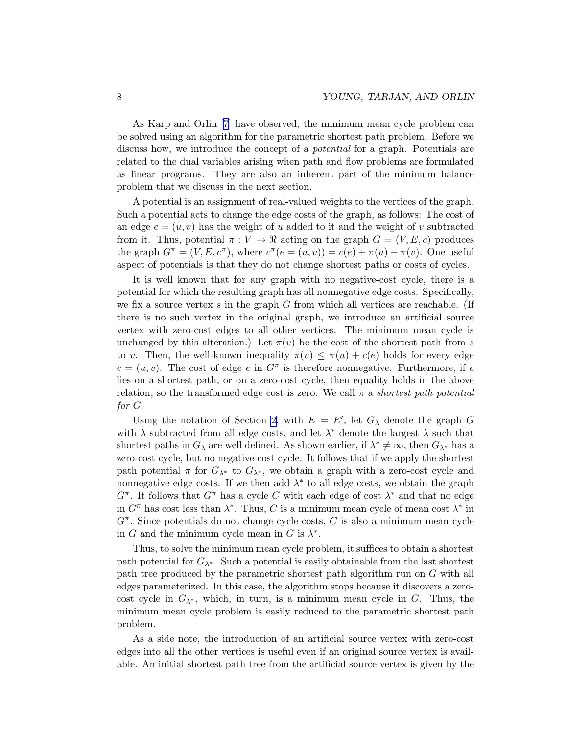As Karp and Orlin [7] have observed, the minimum mean cycle problem can be solved using an algorithm for the parametric shortest path problem. Before we discuss how, we introduce the concept of a *potential* for a graph. Potentials are related to the dual variables arising when path and flow problems are formulated as linear programs. They are also an inherent part of the minimum balance problem that we discuss in the next section.

A potential is an assignment of real-valued weights to the vertices of the graph. Such a potential acts to change the edge costs of the graph, as follows: The cost of an edge $e = (u, v)$ has the weight of $u$ added to it and the weight of $v$ subtracted from it. Thus, potential $\pi : V \to \Re$ acting on the graph $G = (V, E, c)$ produces the graph $G^\pi = (V, E, c^\pi)$, where $c^\pi(e = (u, v)) = c(e) + \pi(u) - \pi(v)$. One useful aspect of potentials is that they do not change shortest paths or costs of cycles.

It is well known that for any graph with no negative-cost cycle, there is a potential for which the resulting graph has all nonnegative edge costs. Specifically, we fix a source vertex $s$ in the graph $G$ from which all vertices are reachable. (If there is no such vertex in the original graph, we introduce an artificial source vertex with zero-cost edges to all other vertices. The minimum mean cycle is unchanged by this alteration.) Let $\pi(v)$ be the cost of the shortest path from $s$ to $v$. Then, the well-known inequality $\pi(v) \le \pi(u) + c(e)$ holds for every edge $e = (u, v)$. The cost of edge $e$ in $G^\pi$ is therefore nonnegative. Furthermore, if $e$ lies on a shortest path, or on a zero-cost cycle, then equality holds in the above relation, so the transformed edge cost is zero. We call $\pi$ a *shortest path potential for* $G$.

Using the notation of Section 2, with $E = E'$, let $G_\lambda$ denote the graph $G$ with $\lambda$ subtracted from all edge costs, and let $\lambda^*$ denote the largest $\lambda$ such that shortest paths in $G_\lambda$ are well defined. As shown earlier, if $\lambda^* \neq \infty$, then $G_{\lambda^*}$ has a zero-cost cycle, but no negative-cost cycle. It follows that if we apply the shortest path potential $\pi$ for $G_{\lambda^*}$ to $G_{\lambda^*}$, we obtain a graph with a zero-cost cycle and nonnegative edge costs. If we then add $\lambda^*$ to all edge costs, we obtain the graph $G^\pi$. It follows that $G^\pi$ has a cycle $C$ with each edge of cost $\lambda^*$ and that no edge in $G^\pi$ has cost less than $\lambda^*$. Thus, $C$ is a minimum mean cycle of mean cost $\lambda^*$ in $G^\pi$. Since potentials do not change cycle costs, $C$ is also a minimum mean cycle in $G$ and the minimum cycle mean in $G$ is $\lambda^*$.

Thus, to solve the minimum mean cycle problem, it suffices to obtain a shortest path potential for $G_{\lambda^*}$. Such a potential is easily obtainable from the last shortest path tree produced by the parametric shortest path algorithm run on $G$ with all edges parameterized. In this case, the algorithm stops because it discovers a zero-cost cycle in $G_{\lambda^*}$, which, in turn, is a minimum mean cycle in $G$. Thus, the minimum mean cycle problem is easily reduced to the parametric shortest path problem.

As a side note, the introduction of an artificial source vertex with zero-cost edges into all the other vertices is useful even if an original source vertex is available. An initial shortest path tree from the artificial source vertex is given by the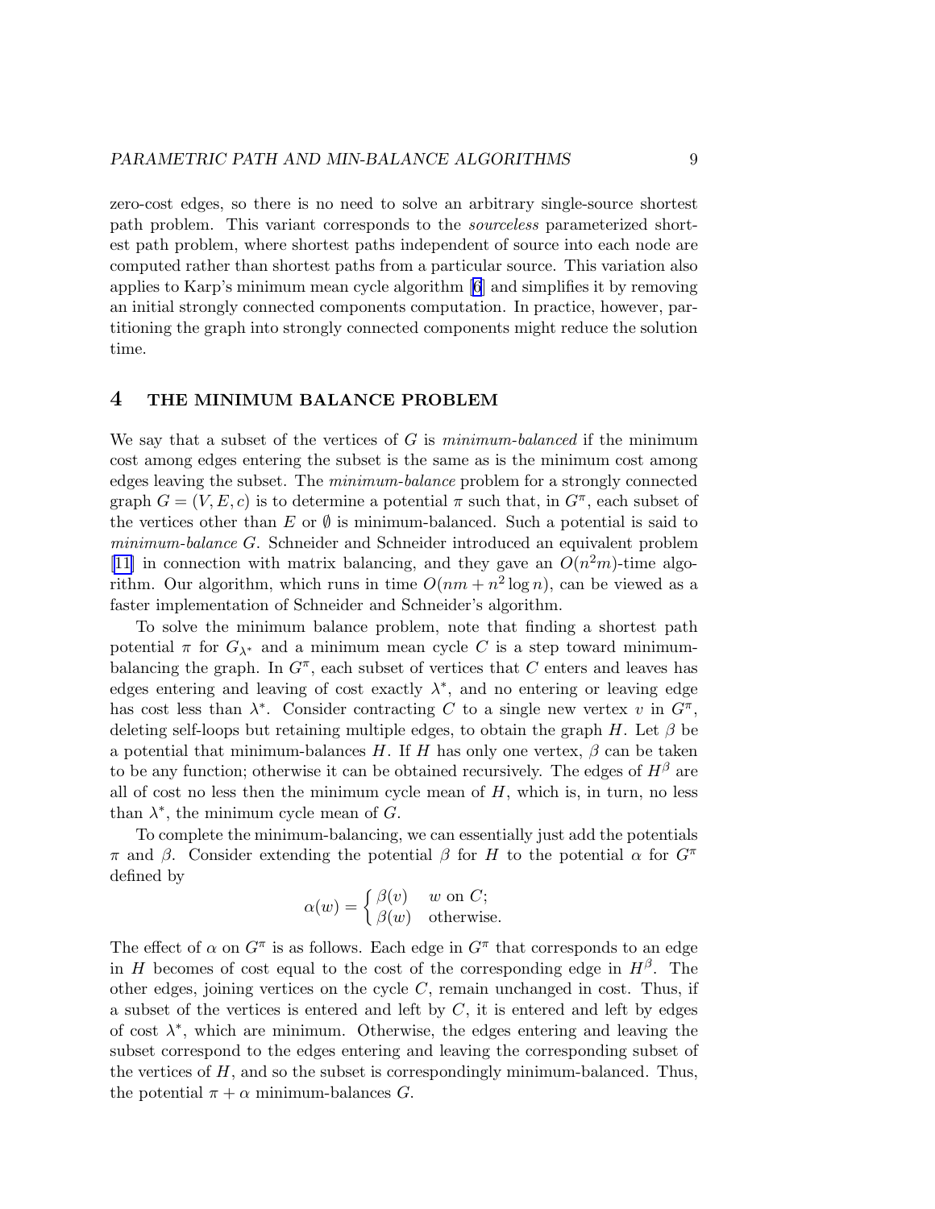zero-cost edges, so there is no need to solve an arbitrary single-source shortest path problem. This variant corresponds to the *sourceless* parameterized shortest path problem, where shortest paths independent of source into each node are computed rather than shortest paths from a particular source. This variation also applies to Karp's minimum mean cycle algorithm [6] and simplifies it by removing an initial strongly connected components computation. In practice, however, partitioning the graph into strongly connected components might reduce the solution time.

## 4 THE MINIMUM BALANCE PROBLEM

We say that a subset of the vertices of $G$ is *minimum-balanced* if the minimum cost among edges entering the subset is the same as is the minimum cost among edges leaving the subset. The *minimum-balance* problem for a strongly connected graph $G = (V, E, c)$ is to determine a potential $\pi$ such that, in $G^\pi$, each subset of the vertices other than $E$ or $\emptyset$ is minimum-balanced. Such a potential is said to *minimum-balance* $G$. Schneider and Schneider introduced an equivalent problem [11] in connection with matrix balancing, and they gave an $O(n^2m)$-time algorithm. Our algorithm, which runs in time $O(nm + n^2 \log n)$, can be viewed as a faster implementation of Schneider and Schneider's algorithm.

To solve the minimum balance problem, note that finding a shortest path potential $\pi$ for $G_{\lambda^*}$ and a minimum mean cycle $C$ is a step toward minimum-balancing the graph. In $G^\pi$, each subset of vertices that $C$ enters and leaves has edges entering and leaving of cost exactly $\lambda^*$, and no entering or leaving edge has cost less than $\lambda^*$. Consider contracting $C$ to a single new vertex $v$ in $G^\pi$, deleting self-loops but retaining multiple edges, to obtain the graph $H$. Let $\beta$ be a potential that minimum-balances $H$. If $H$ has only one vertex, $\beta$ can be taken to be any function; otherwise it can be obtained recursively. The edges of $H^\beta$ are all of cost no less then the minimum cycle mean of $H$, which is, in turn, no less than $\lambda^*$, the minimum cycle mean of $G$.

To complete the minimum-balancing, we can essentially just add the potentials $\pi$ and $\beta$. Consider extending the potential $\beta$ for $H$ to the potential $\alpha$ for $G^\pi$ defined by

$$\alpha(w) = \begin{cases} \beta(v) & w \text{ on } C; \\ \beta(w) & \text{otherwise.} \end{cases}$$

The effect of $\alpha$ on $G^\pi$ is as follows. Each edge in $G^\pi$ that corresponds to an edge in $H$ becomes of cost equal to the cost of the corresponding edge in $H^\beta$. The other edges, joining vertices on the cycle $C$, remain unchanged in cost. Thus, if a subset of the vertices is entered and left by $C$, it is entered and left by edges of cost $\lambda^*$, which are minimum. Otherwise, the edges entering and leaving the subset correspond to the edges entering and leaving the corresponding subset of the vertices of $H$, and so the subset is correspondingly minimum-balanced. Thus, the potential $\pi + \alpha$ minimum-balances $G$.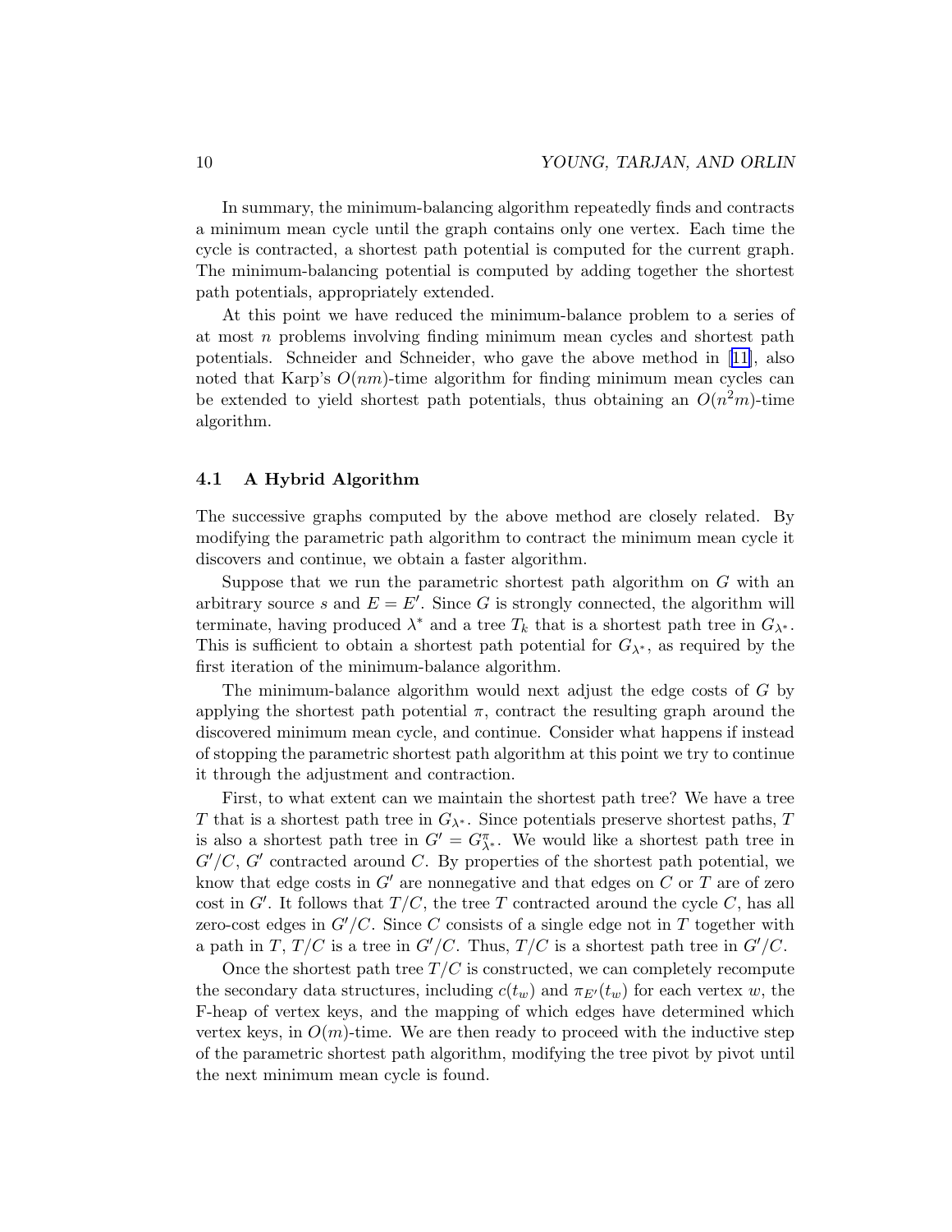In summary, the minimum-balancing algorithm repeatedly finds and contracts a minimum mean cycle until the graph contains only one vertex. Each time the cycle is contracted, a shortest path potential is computed for the current graph. The minimum-balancing potential is computed by adding together the shortest path potentials, appropriately extended.

At this point we have reduced the minimum-balance problem to a series of at most $n$ problems involving finding minimum mean cycles and shortest path potentials. Schneider and Schneider, who gave the above method in [11], also noted that Karp's $O(nm)$-time algorithm for finding minimum mean cycles can be extended to yield shortest path potentials, thus obtaining an $O(n^2m)$-time algorithm.

### 4.1 A Hybrid Algorithm

The successive graphs computed by the above method are closely related. By modifying the parametric path algorithm to contract the minimum mean cycle it discovers and continue, we obtain a faster algorithm.

Suppose that we run the parametric shortest path algorithm on $G$ with an arbitrary source $s$ and $E = E'$. Since $G$ is strongly connected, the algorithm will terminate, having produced $\lambda^*$ and a tree $T_k$ that is a shortest path tree in $G_{\lambda^*}$. This is sufficient to obtain a shortest path potential for $G_{\lambda^*}$, as required by the first iteration of the minimum-balance algorithm.

The minimum-balance algorithm would next adjust the edge costs of $G$ by applying the shortest path potential $\pi$, contract the resulting graph around the discovered minimum mean cycle, and continue. Consider what happens if instead of stopping the parametric shortest path algorithm at this point we try to continue it through the adjustment and contraction.

First, to what extent can we maintain the shortest path tree? We have a tree $T$ that is a shortest path tree in $G_{\lambda^*}$. Since potentials preserve shortest paths, $T$ is also a shortest path tree in $G' = G^{\pi}_{\lambda^*}$. We would like a shortest path tree in $G'/C$, $G'$ contracted around $C$. By properties of the shortest path potential, we know that edge costs in $G'$ are nonnegative and that edges on $C$ or $T$ are of zero cost in $G'$. It follows that $T/C$, the tree $T$ contracted around the cycle $C$, has all zero-cost edges in $G'/C$. Since $C$ consists of a single edge not in $T$ together with a path in $T$, $T/C$ is a tree in $G'/C$. Thus, $T/C$ is a shortest path tree in $G'/C$.

Once the shortest path tree $T/C$ is constructed, we can completely recompute the secondary data structures, including $c(t_w)$ and $\pi_{E'}(t_w)$ for each vertex $w$, the F-heap of vertex keys, and the mapping of which edges have determined which vertex keys, in $O(m)$-time. We are then ready to proceed with the inductive step of the parametric shortest path algorithm, modifying the tree pivot by pivot until the next minimum mean cycle is found.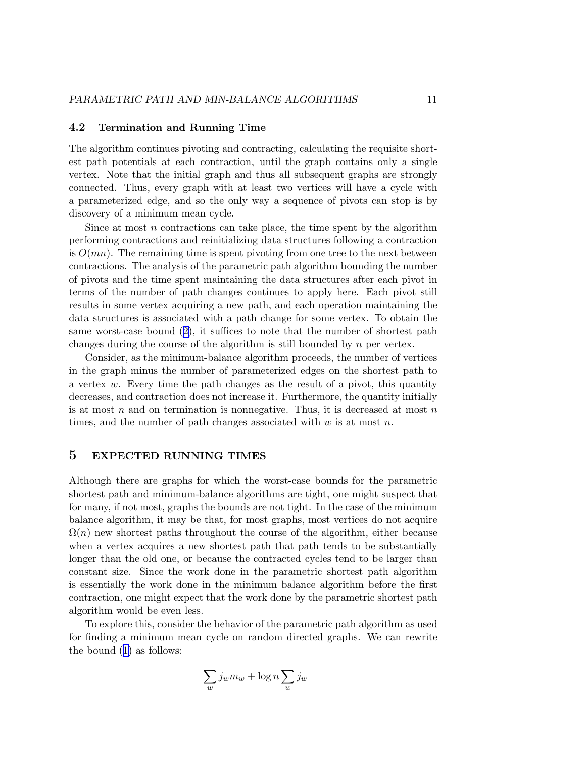### 4.2 Termination and Running Time

The algorithm continues pivoting and contracting, calculating the requisite shortest path potentials at each contraction, until the graph contains only a single vertex. Note that the initial graph and thus all subsequent graphs are strongly connected. Thus, every graph with at least two vertices will have a cycle with a parameterized edge, and so the only way a sequence of pivots can stop is by discovery of a minimum mean cycle.

Since at most $n$ contractions can take place, the time spent by the algorithm performing contractions and reinitializing data structures following a contraction is $O(mn)$. The remaining time is spent pivoting from one tree to the next between contractions. The analysis of the parametric path algorithm bounding the number of pivots and the time spent maintaining the data structures after each pivot in terms of the number of path changes continues to apply here. Each pivot still results in some vertex acquiring a new path, and each operation maintaining the data structures is associated with a path change for some vertex. To obtain the same worst-case bound (2), it suffices to note that the number of shortest path changes during the course of the algorithm is still bounded by $n$ per vertex.

Consider, as the minimum-balance algorithm proceeds, the number of vertices in the graph minus the number of parameterized edges on the shortest path to a vertex $w$. Every time the path changes as the result of a pivot, this quantity decreases, and contraction does not increase it. Furthermore, the quantity initially is at most $n$ and on termination is nonnegative. Thus, it is decreased at most $n$ times, and the number of path changes associated with $w$ is at most $n$.

## 5 EXPECTED RUNNING TIMES

Although there are graphs for which the worst-case bounds for the parametric shortest path and minimum-balance algorithms are tight, one might suspect that for many, if not most, graphs the bounds are not tight. In the case of the minimum balance algorithm, it may be that, for most graphs, most vertices do not acquire $\Omega(n)$ new shortest paths throughout the course of the algorithm, either because when a vertex acquires a new shortest path that path tends to be substantially longer than the old one, or because the contracted cycles tend to be larger than constant size. Since the work done in the parametric shortest path algorithm is essentially the work done in the minimum balance algorithm before the first contraction, one might expect that the work done by the parametric shortest path algorithm would be even less.

To explore this, consider the behavior of the parametric path algorithm as used for finding a minimum mean cycle on random directed graphs. We can rewrite the bound (1) as follows:

$$\sum_w j_w m_w + \log n \sum_w j_w$$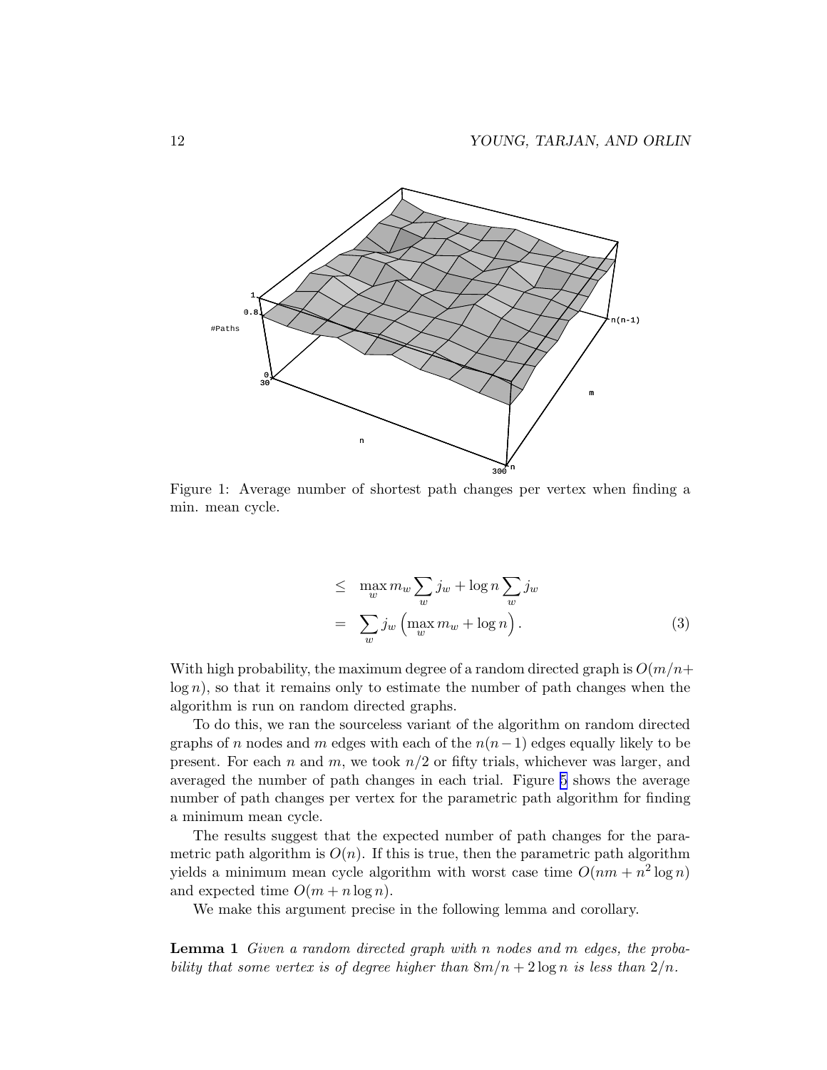Figure 1: Average number of shortest path changes per vertex when finding a min. mean cycle.

$$
\begin{aligned}
&\leq \max_w m_w \sum_w j_w + \log n \sum_w j_w \\
&= \sum_w j_w \left( \max_w m_w + \log n \right). \qquad (3)
\end{aligned}
$$

With high probability, the maximum degree of a random directed graph is $O(m/n + \log n)$, so that it remains only to estimate the number of path changes when the algorithm is run on random directed graphs.

To do this, we ran the sourceless variant of the algorithm on random directed graphs of $n$ nodes and $m$ edges with each of the $n(n-1)$ edges equally likely to be present. For each $n$ and $m$, we took $n/2$ or fifty trials, whichever was larger, and averaged the number of path changes in each trial. Figure 5 shows the average number of path changes per vertex for the parametric path algorithm for finding a minimum mean cycle.

The results suggest that the expected number of path changes for the parametric path algorithm is $O(n)$. If this is true, then the parametric path algorithm yields a minimum mean cycle algorithm with worst case time $O(nm + n^2 \log n)$ and expected time $O(m + n \log n)$.

We make this argument precise in the following lemma and corollary.

**Lemma 1** *Given a random directed graph with $n$ nodes and $m$ edges, the probability that some vertex is of degree higher than $8m/n + 2 \log n$ is less than $2/n$.*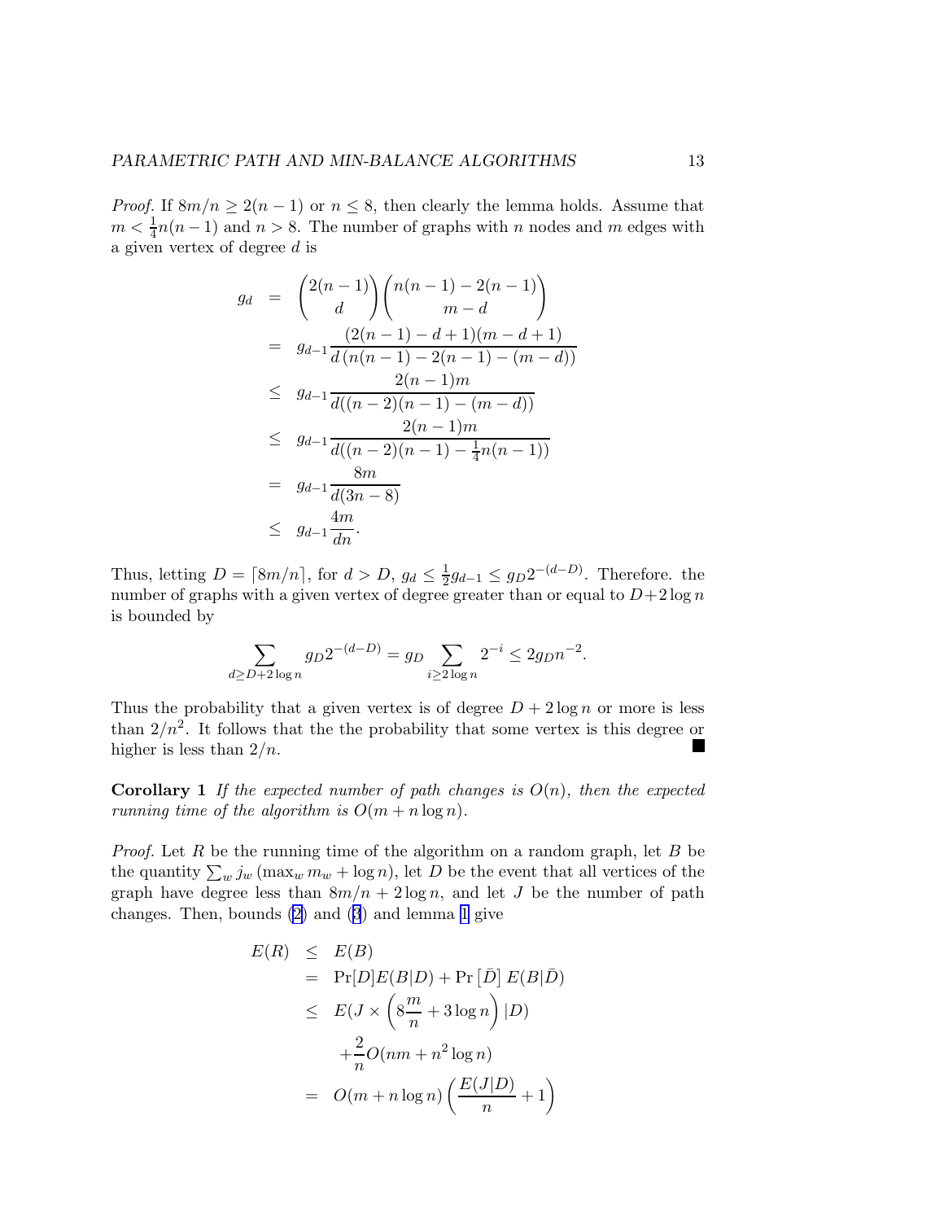*Proof.* If $8m/n \geq 2(n-1)$ or $n \leq 8$, then clearly the lemma holds. Assume that $m < \frac{1}{4}n(n-1)$ and $n > 8$. The number of graphs with $n$ nodes and $m$ edges with a given vertex of degree $d$ is

$$
\begin{aligned}
g_d &= \binom{2(n-1)}{d}\binom{n(n-1)-2(n-1)}{m-d} \\
&= g_{d-1}\frac{(2(n-1)-d+1)(m-d+1)}{d\,(n(n-1)-2(n-1)-(m-d))} \\
&\leq g_{d-1}\frac{2(n-1)m}{d((n-2)(n-1)-(m-d))} \\
&\leq g_{d-1}\frac{2(n-1)m}{d((n-2)(n-1)-\frac{1}{4}n(n-1))} \\
&= g_{d-1}\frac{8m}{d(3n-8)} \\
&\leq g_{d-1}\frac{4m}{dn}.
\end{aligned}
$$

Thus, letting $D = \lceil 8m/n \rceil$, for $d > D$, $g_d \leq \frac{1}{2}g_{d-1} \leq g_D 2^{-(d-D)}$. Therefore. the number of graphs with a given vertex of degree greater than or equal to $D + 2\log n$ is bounded by

$$
\sum_{d \geq D+2\log n} g_D 2^{-(d-D)} = g_D \sum_{i \geq 2\log n} 2^{-i} \leq 2 g_D n^{-2}.
$$

Thus the probability that a given vertex is of degree $D + 2\log n$ or more is less than $2/n^2$. It follows that the the probability that some vertex is this degree or higher is less than $2/n$. ∎

**Corollary 1** *If the expected number of path changes is $O(n)$, then the expected running time of the algorithm is $O(m + n\log n)$.*

*Proof.* Let $R$ be the running time of the algorithm on a random graph, let $B$ be the quantity $\sum_w j_w\,(\max_w m_w + \log n)$, let $D$ be the event that all vertices of the graph have degree less than $8m/n + 2\log n$, and let $J$ be the number of path changes. Then, bounds (2) and (3) and lemma 1 give

$$
\begin{aligned}
E(R) &\leq E(B) \\
&= \Pr[D]E(B|D) + \Pr\left[\bar{D}\right] E(B|\bar{D}) \\
&\leq E(J \times \left(8\frac{m}{n} + 3\log n\right) |D) \\
&\quad + \frac{2}{n}O(nm + n^2\log n) \\
&= O(m + n\log n)\left(\frac{E(J|D)}{n} + 1\right)
\end{aligned}
$$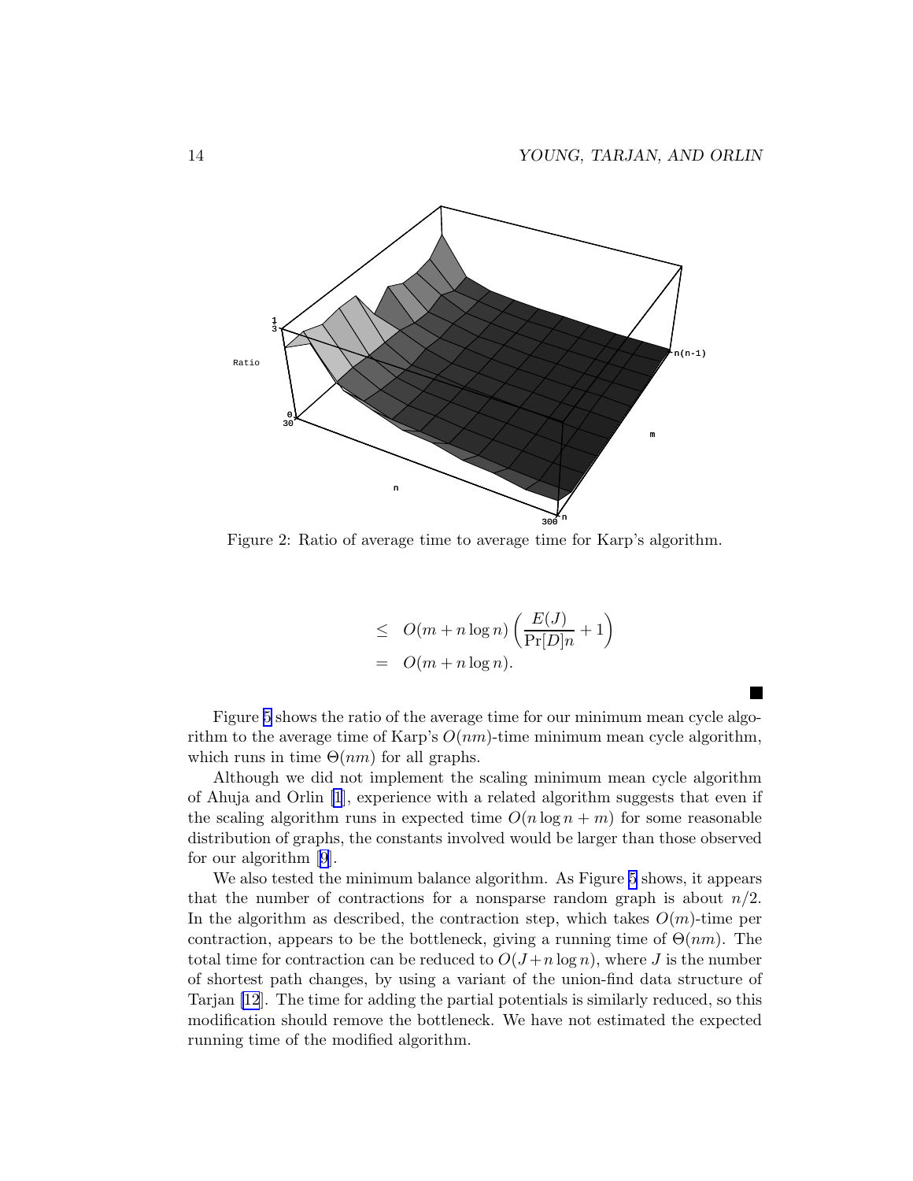Figure 2: Ratio of average time to average time for Karp's algorithm.

$$
\begin{aligned}
&\leq \quad O(m + n\log n)\left(\frac{E(J)}{\Pr[D]n} + 1\right) \\
&= \quad O(m + n\log n).
\end{aligned}
$$

■

Figure 5 shows the ratio of the average time for our minimum mean cycle algorithm to the average time of Karp's $O(nm)$-time minimum mean cycle algorithm, which runs in time $\Theta(nm)$ for all graphs.

Although we did not implement the scaling minimum mean cycle algorithm of Ahuja and Orlin [1], experience with a related algorithm suggests that even if the scaling algorithm runs in expected time $O(n\log n + m)$ for some reasonable distribution of graphs, the constants involved would be larger than those observed for our algorithm [9].

We also tested the minimum balance algorithm. As Figure 5 shows, it appears that the number of contractions for a nonsparse random graph is about $n/2$. In the algorithm as described, the contraction step, which takes $O(m)$-time per contraction, appears to be the bottleneck, giving a running time of $\Theta(nm)$. The total time for contraction can be reduced to $O(J + n\log n)$, where $J$ is the number of shortest path changes, by using a variant of the union-find data structure of Tarjan [12]. The time for adding the partial potentials is similarly reduced, so this modification should remove the bottleneck. We have not estimated the expected running time of the modified algorithm.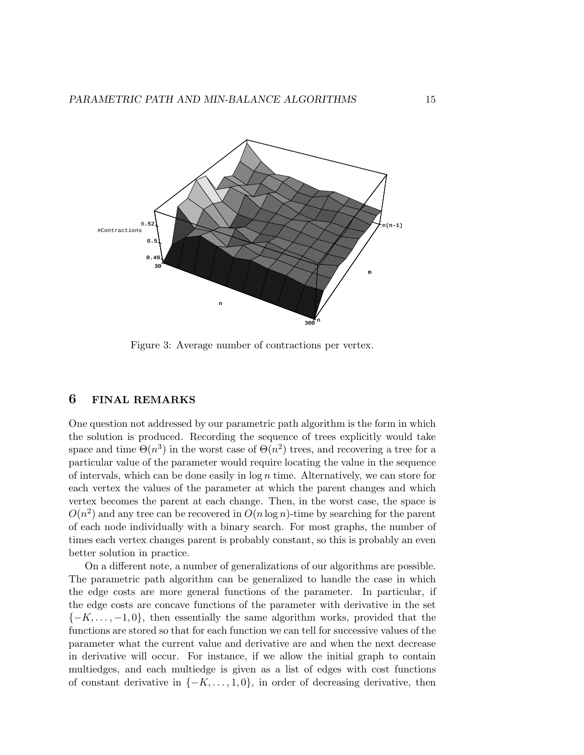Figure 3: Average number of contractions per vertex.

## 6 FINAL REMARKS

One question not addressed by our parametric path algorithm is the form in which the solution is produced. Recording the sequence of trees explicitly would take space and time $\Theta(n^3)$ in the worst case of $\Theta(n^2)$ trees, and recovering a tree for a particular value of the parameter would require locating the value in the sequence of intervals, which can be done easily in $\log n$ time. Alternatively, we can store for each vertex the values of the parameter at which the parent changes and which vertex becomes the parent at each change. Then, in the worst case, the space is $O(n^2)$ and any tree can be recovered in $O(n \log n)$-time by searching for the parent of each node individually with a binary search. For most graphs, the number of times each vertex changes parent is probably constant, so this is probably an even better solution in practice.

On a different note, a number of generalizations of our algorithms are possible. The parametric path algorithm can be generalized to handle the case in which the edge costs are more general functions of the parameter. In particular, if the edge costs are concave functions of the parameter with derivative in the set $\{-K, \ldots, -1, 0\}$, then essentially the same algorithm works, provided that the functions are stored so that for each function we can tell for successive values of the parameter what the current value and derivative are and when the next decrease in derivative will occur. For instance, if we allow the initial graph to contain multiedges, and each multiedge is given as a list of edges with cost functions of constant derivative in $\{-K, \ldots, 1, 0\}$, in order of decreasing derivative, then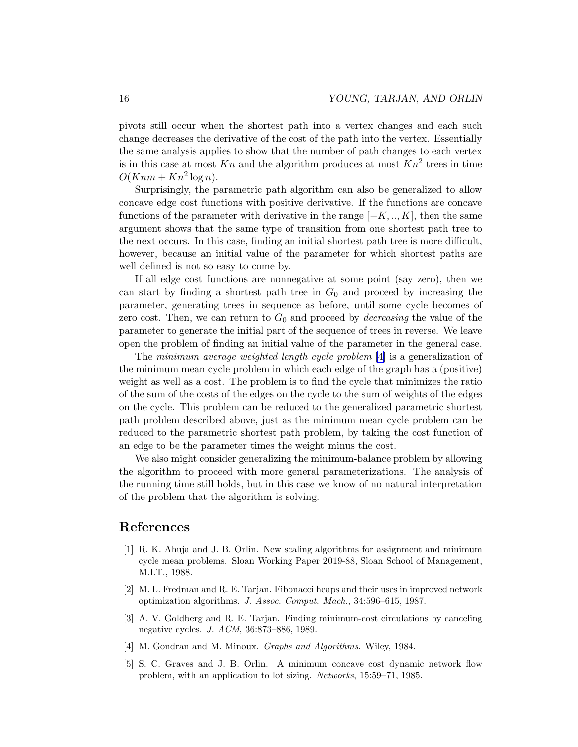pivots still occur when the shortest path into a vertex changes and each such change decreases the derivative of the cost of the path into the vertex. Essentially the same analysis applies to show that the number of path changes to each vertex is in this case at most $Kn$ and the algorithm produces at most $Kn^2$ trees in time $O(Knm + Kn^2 \log n)$.

Surprisingly, the parametric path algorithm can also be generalized to allow concave edge cost functions with positive derivative. If the functions are concave functions of the parameter with derivative in the range $[-K, .., K]$, then the same argument shows that the same type of transition from one shortest path tree to the next occurs. In this case, finding an initial shortest path tree is more difficult, however, because an initial value of the parameter for which shortest paths are well defined is not so easy to come by.

If all edge cost functions are nonnegative at some point (say zero), then we can start by finding a shortest path tree in $G_0$ and proceed by increasing the parameter, generating trees in sequence as before, until some cycle becomes of zero cost. Then, we can return to $G_0$ and proceed by *decreasing* the value of the parameter to generate the initial part of the sequence of trees in reverse. We leave open the problem of finding an initial value of the parameter in the general case.

The *minimum average weighted length cycle problem* [4] is a generalization of the minimum mean cycle problem in which each edge of the graph has a (positive) weight as well as a cost. The problem is to find the cycle that minimizes the ratio of the sum of the costs of the edges on the cycle to the sum of weights of the edges on the cycle. This problem can be reduced to the generalized parametric shortest path problem described above, just as the minimum mean cycle problem can be reduced to the parametric shortest path problem, by taking the cost function of an edge to be the parameter times the weight minus the cost.

We also might consider generalizing the minimum-balance problem by allowing the algorithm to proceed with more general parameterizations. The analysis of the running time still holds, but in this case we know of no natural interpretation of the problem that the algorithm is solving.

# References

[1] R. K. Ahuja and J. B. Orlin. New scaling algorithms for assignment and minimum cycle mean problems. Sloan Working Paper 2019-88, Sloan School of Management, M.I.T., 1988.

[2] M. L. Fredman and R. E. Tarjan. Fibonacci heaps and their uses in improved network optimization algorithms. *J. Assoc. Comput. Mach.*, 34:596–615, 1987.

[3] A. V. Goldberg and R. E. Tarjan. Finding minimum-cost circulations by canceling negative cycles. *J. ACM*, 36:873–886, 1989.

[4] M. Gondran and M. Minoux. *Graphs and Algorithms*. Wiley, 1984.

[5] S. C. Graves and J. B. Orlin. A minimum concave cost dynamic network flow problem, with an application to lot sizing. *Networks*, 15:59–71, 1985.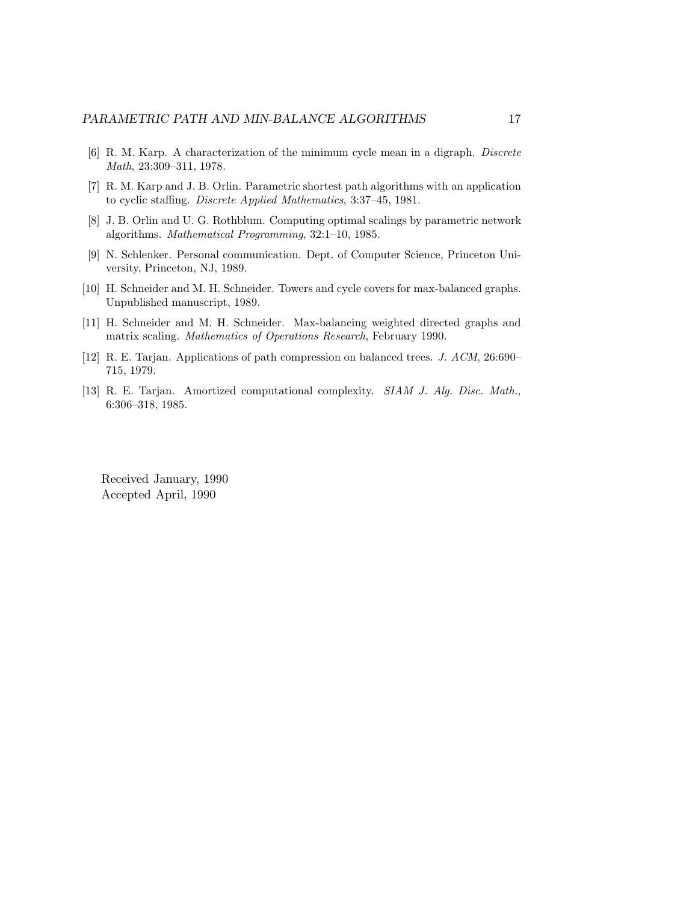[6] R. M. Karp. A characterization of the minimum cycle mean in a digraph. *Discrete Math*, 23:309–311, 1978.

[7] R. M. Karp and J. B. Orlin. Parametric shortest path algorithms with an application to cyclic staffing. *Discrete Applied Mathematics*, 3:37–45, 1981.

[8] J. B. Orlin and U. G. Rothblum. Computing optimal scalings by parametric network algorithms. *Mathematical Programming*, 32:1–10, 1985.

[9] N. Schlenker. Personal communication. Dept. of Computer Science, Princeton University, Princeton, NJ, 1989.

[10] H. Schneider and M. H. Schneider. Towers and cycle covers for max-balanced graphs. Unpublished manuscript, 1989.

[11] H. Schneider and M. H. Schneider. Max-balancing weighted directed graphs and matrix scaling. *Mathematics of Operations Research*, February 1990.

[12] R. E. Tarjan. Applications of path compression on balanced trees. *J. ACM*, 26:690–715, 1979.

[13] R. E. Tarjan. Amortized computational complexity. *SIAM J. Alg. Disc. Math.*, 6:306–318, 1985.

Received January, 1990
Accepted April, 1990